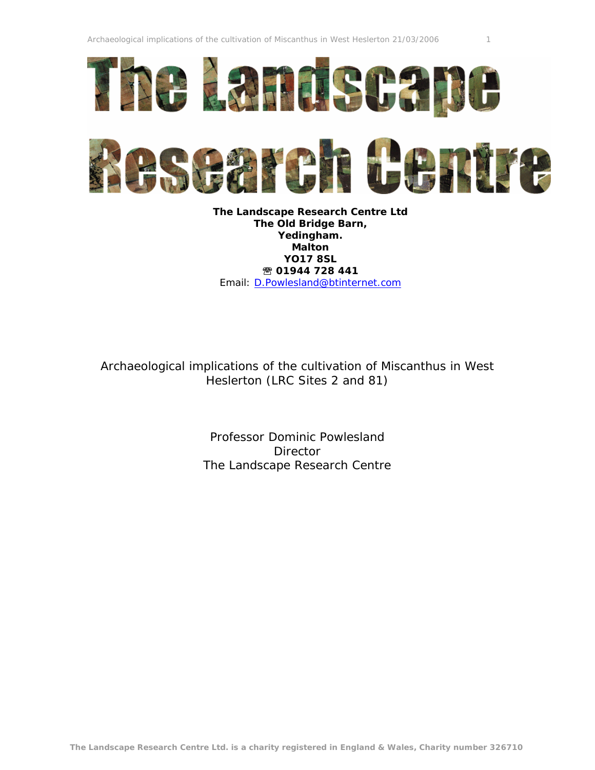# The Landscape Research Centre

**The Landscape Research Centre Ltd**
**The Old Bridge Barn,**
**Yedingham.**
**Malton**
**YO17 8SL**
**☏ 01944 728 441**
Email: D.Powlesland@btinternet.com

Archaeological implications of the cultivation of Miscanthus in West Heslerton (LRC Sites 2 and 81)

Professor Dominic Powlesland
Director
The Landscape Research Centre

The Landscape Research Centre Ltd. is a charity registered in England & Wales, Charity number 326710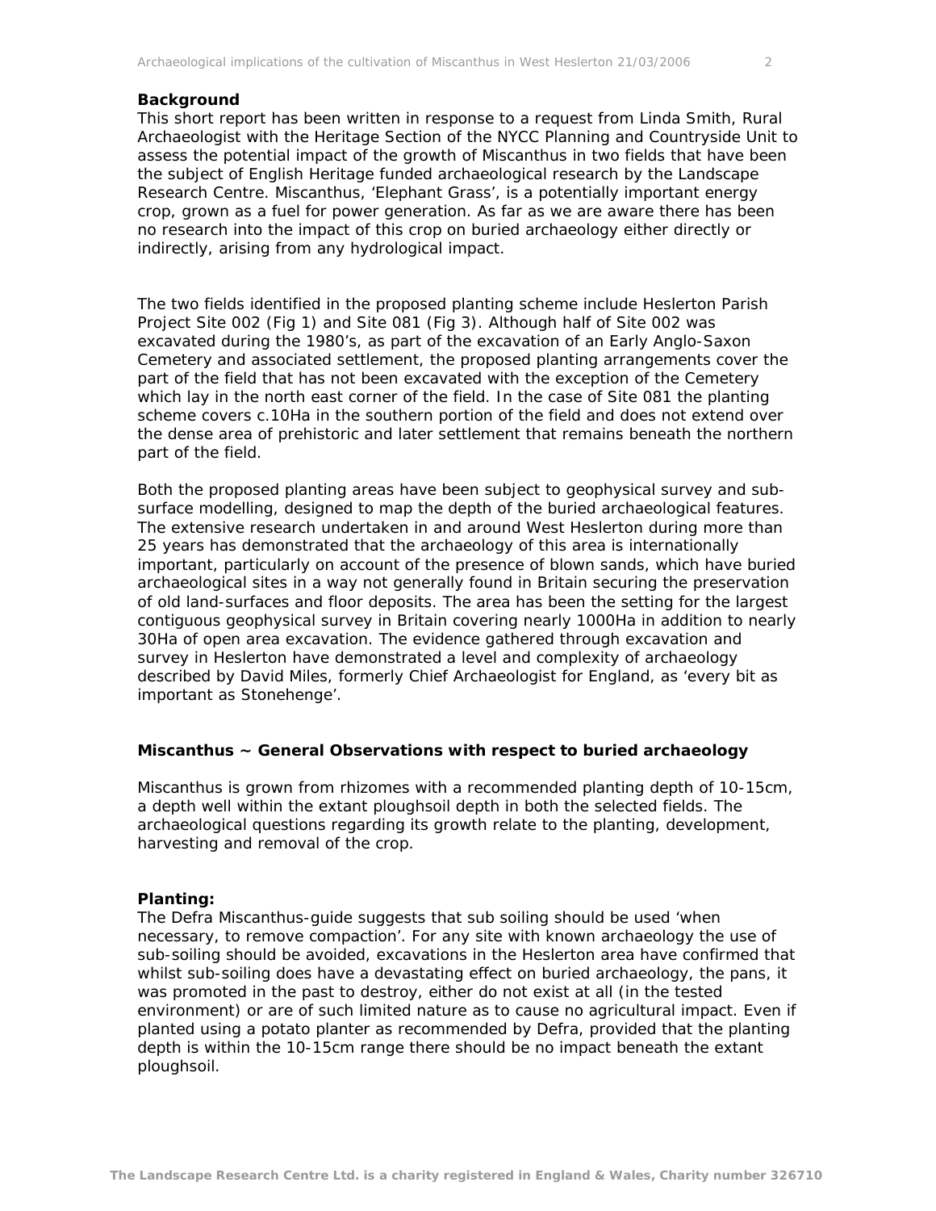## Background

This short report has been written in response to a request from Linda Smith, Rural Archaeologist with the Heritage Section of the NYCC Planning and Countryside Unit to assess the potential impact of the growth of Miscanthus in two fields that have been the subject of English Heritage funded archaeological research by the Landscape Research Centre. Miscanthus, 'Elephant Grass', is a potentially important energy crop, grown as a fuel for power generation. As far as we are aware there has been no research into the impact of this crop on buried archaeology either directly or indirectly, arising from any hydrological impact.

The two fields identified in the proposed planting scheme include Heslerton Parish Project Site 002 (Fig 1) and Site 081 (Fig 3). Although half of Site 002 was excavated during the 1980's, as part of the excavation of an Early Anglo-Saxon Cemetery and associated settlement, the proposed planting arrangements cover the part of the field that has not been excavated with the exception of the Cemetery which lay in the north east corner of the field. In the case of Site 081 the planting scheme covers c.10Ha in the southern portion of the field and does not extend over the dense area of prehistoric and later settlement that remains beneath the northern part of the field.

Both the proposed planting areas have been subject to geophysical survey and sub-surface modelling, designed to map the depth of the buried archaeological features. The extensive research undertaken in and around West Heslerton during more than 25 years has demonstrated that the archaeology of this area is internationally important, particularly on account of the presence of blown sands, which have buried archaeological sites in a way not generally found in Britain securing the preservation of old land-surfaces and floor deposits. The area has been the setting for the largest contiguous geophysical survey in Britain covering nearly 1000Ha in addition to nearly 30Ha of open area excavation. The evidence gathered through excavation and survey in Heslerton have demonstrated a level and complexity of archaeology described by David Miles, formerly Chief Archaeologist for England, as 'every bit as important as Stonehenge'.

## Miscanthus ~ General Observations with respect to buried archaeology

Miscanthus is grown from rhizomes with a recommended planting depth of 10-15cm, a depth well within the extant ploughsoil depth in both the selected fields. The archaeological questions regarding its growth relate to the planting, development, harvesting and removal of the crop.

### Planting:

The Defra Miscanthus-guide suggests that sub soiling should be used 'when necessary, to remove compaction'. For any site with known archaeology the use of sub-soiling should be avoided, excavations in the Heslerton area have confirmed that whilst sub-soiling does have a devastating effect on buried archaeology, the pans, it was promoted in the past to destroy, either do not exist at all (in the tested environment) or are of such limited nature as to cause no agricultural impact. Even if planted using a potato planter as recommended by Defra, provided that the planting depth is within the 10-15cm range there should be no impact beneath the extant ploughsoil.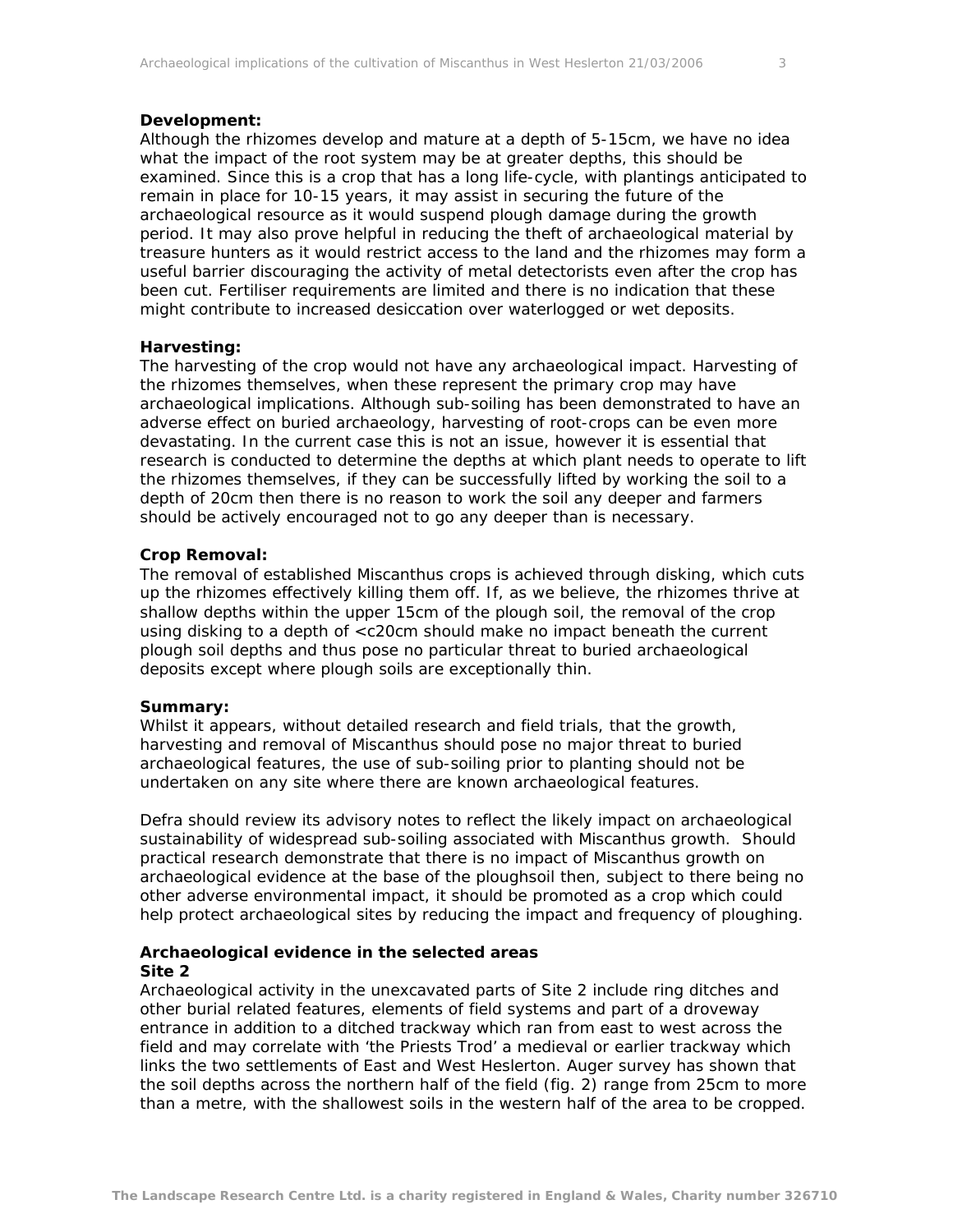**Development:**
Although the rhizomes develop and mature at a depth of 5-15cm, we have no idea what the impact of the root system may be at greater depths, this should be examined. Since this is a crop that has a long life-cycle, with plantings anticipated to remain in place for 10-15 years, it may assist in securing the future of the archaeological resource as it would suspend plough damage during the growth period. It may also prove helpful in reducing the theft of archaeological material by treasure hunters as it would restrict access to the land and the rhizomes may form a useful barrier discouraging the activity of metal detectorists even after the crop has been cut. Fertiliser requirements are limited and there is no indication that these might contribute to increased desiccation over waterlogged or wet deposits.

**Harvesting:**
The harvesting of the crop would not have any archaeological impact. Harvesting of the rhizomes themselves, when these represent the primary crop may have archaeological implications. Although sub-soiling has been demonstrated to have an adverse effect on buried archaeology, harvesting of root-crops can be even more devastating. In the current case this is not an issue, however it is essential that research is conducted to determine the depths at which plant needs to operate to lift the rhizomes themselves, if they can be successfully lifted by working the soil to a depth of 20cm then there is no reason to work the soil any deeper and farmers should be actively encouraged not to go any deeper than is necessary.

**Crop Removal:**
The removal of established Miscanthus crops is achieved through disking, which cuts up the rhizomes effectively killing them off. If, as we believe, the rhizomes thrive at shallow depths within the upper 15cm of the plough soil, the removal of the crop using disking to a depth of <c20cm should make no impact beneath the current plough soil depths and thus pose no particular threat to buried archaeological deposits except where plough soils are exceptionally thin.

**Summary:**
Whilst it appears, without detailed research and field trials, that the growth, harvesting and removal of Miscanthus should pose no major threat to buried archaeological features, the use of sub-soiling prior to planting should not be undertaken on any site where there are known archaeological features.

Defra should review its advisory notes to reflect the likely impact on archaeological sustainability of widespread sub-soiling associated with Miscanthus growth. Should practical research demonstrate that there is no impact of Miscanthus growth on archaeological evidence at the base of the ploughsoil then, subject to there being no other adverse environmental impact, it should be promoted as a crop which could help protect archaeological sites by reducing the impact and frequency of ploughing.

## Archaeological evidence in the selected areas

### Site 2

Archaeological activity in the unexcavated parts of Site 2 include ring ditches and other burial related features, elements of field systems and part of a droveway entrance in addition to a ditched trackway which ran from east to west across the field and may correlate with 'the Priests Trod' a medieval or earlier trackway which links the two settlements of East and West Heslerton. Auger survey has shown that the soil depths across the northern half of the field (fig. 2) range from 25cm to more than a metre, with the shallowest soils in the western half of the area to be cropped.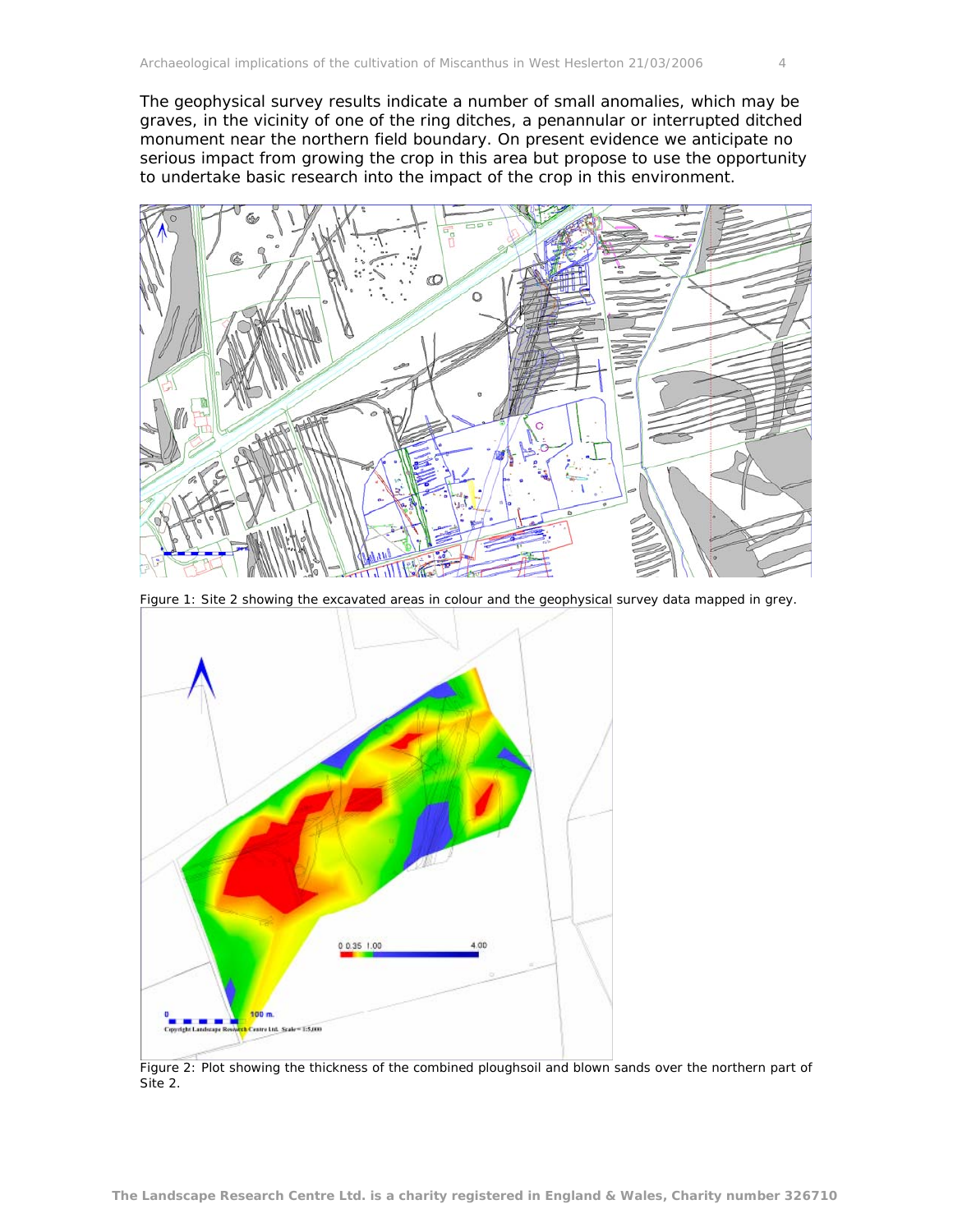The geophysical survey results indicate a number of small anomalies, which may be graves, in the vicinity of one of the ring ditches, a penannular or interrupted ditched monument near the northern field boundary. On present evidence we anticipate no serious impact from growing the crop in this area but propose to use the opportunity to undertake basic research into the impact of the crop in this environment.

Figure 1: Site 2 showing the excavated areas in colour and the geophysical survey data mapped in grey.

Figure 2: Plot showing the thickness of the combined ploughsoil and blown sands over the northern part of Site 2.

**The Landscape Research Centre Ltd. is a charity registered in England & Wales, Charity number 326710**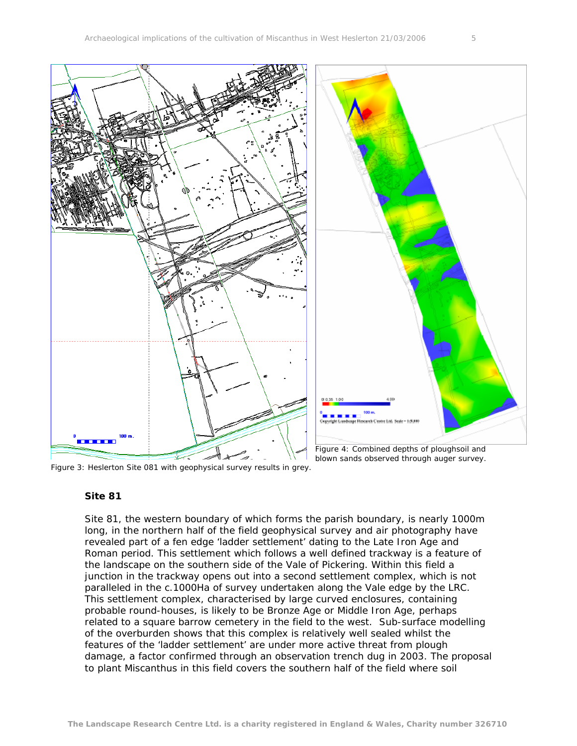Figure 3: Heslerton Site 081 with geophysical survey results in grey.

Figure 4: Combined depths of ploughsoil and blown sands observed through auger survey.

## Site 81

Site 81, the western boundary of which forms the parish boundary, is nearly 1000m long, in the northern half of the field geophysical survey and air photography have revealed part of a fen edge 'ladder settlement' dating to the Late Iron Age and Roman period. This settlement which follows a well defined trackway is a feature of the landscape on the southern side of the Vale of Pickering. Within this field a junction in the trackway opens out into a second settlement complex, which is not paralleled in the c.1000Ha of survey undertaken along the Vale edge by the LRC. This settlement complex, characterised by large curved enclosures, containing probable round-houses, is likely to be Bronze Age or Middle Iron Age, perhaps related to a square barrow cemetery in the field to the west. Sub-surface modelling of the overburden shows that this complex is relatively well sealed whilst the features of the 'ladder settlement' are under more active threat from plough damage, a factor confirmed through an observation trench dug in 2003. The proposal to plant Miscanthus in this field covers the southern half of the field where soil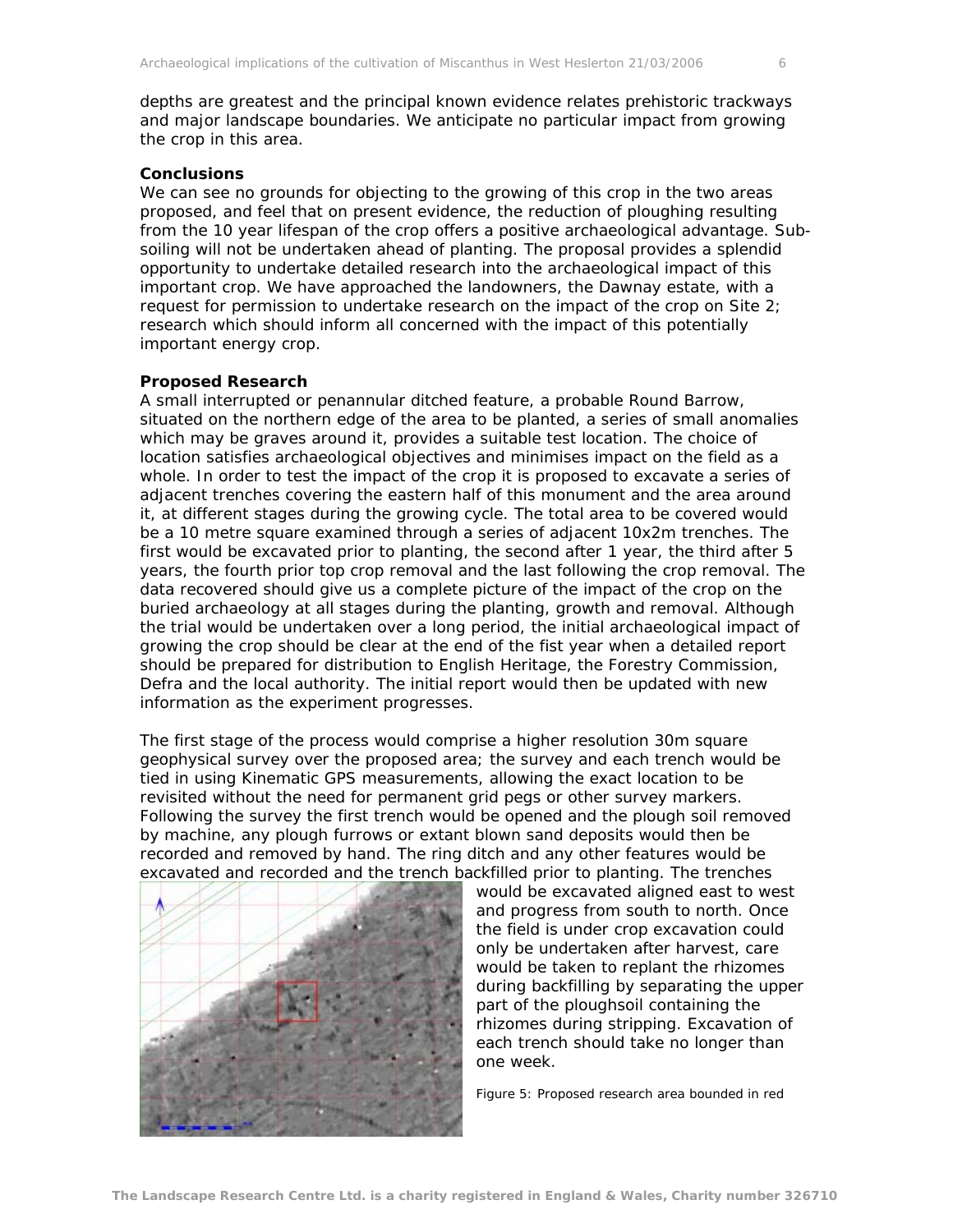depths are greatest and the principal known evidence relates prehistoric trackways and major landscape boundaries. We anticipate no particular impact from growing the crop in this area.

**Conclusions**

We can see no grounds for objecting to the growing of this crop in the two areas proposed, and feel that on present evidence, the reduction of ploughing resulting from the 10 year lifespan of the crop offers a positive archaeological advantage. Sub-soiling will not be undertaken ahead of planting. The proposal provides a splendid opportunity to undertake detailed research into the archaeological impact of this important crop. We have approached the landowners, the Dawnay estate, with a request for permission to undertake research on the impact of the crop on Site 2; research which should inform all concerned with the impact of this potentially important energy crop.

**Proposed Research**

A small interrupted or penannular ditched feature, a probable Round Barrow, situated on the northern edge of the area to be planted, a series of small anomalies which may be graves around it, provides a suitable test location. The choice of location satisfies archaeological objectives and minimises impact on the field as a whole. In order to test the impact of the crop it is proposed to excavate a series of adjacent trenches covering the eastern half of this monument and the area around it, at different stages during the growing cycle. The total area to be covered would be a 10 metre square examined through a series of adjacent 10x2m trenches. The first would be excavated prior to planting, the second after 1 year, the third after 5 years, the fourth prior top crop removal and the last following the crop removal. The data recovered should give us a complete picture of the impact of the crop on the buried archaeology at all stages during the planting, growth and removal. Although the trial would be undertaken over a long period, the initial archaeological impact of growing the crop should be clear at the end of the fist year when a detailed report should be prepared for distribution to English Heritage, the Forestry Commission, Defra and the local authority. The initial report would then be updated with new information as the experiment progresses.

The first stage of the process would comprise a higher resolution 30m square geophysical survey over the proposed area; the survey and each trench would be tied in using Kinematic GPS measurements, allowing the exact location to be revisited without the need for permanent grid pegs or other survey markers. Following the survey the first trench would be opened and the plough soil removed by machine, any plough furrows or extant blown sand deposits would then be recorded and removed by hand. The ring ditch and any other features would be excavated and recorded and the trench backfilled prior to planting. The trenches would be excavated aligned east to west and progress from south to north. Once the field is under crop excavation could only be undertaken after harvest, care would be taken to replant the rhizomes during backfilling by separating the upper part of the ploughsoil containing the rhizomes during stripping. Excavation of each trench should take no longer than one week.

Figure 5: Proposed research area bounded in red